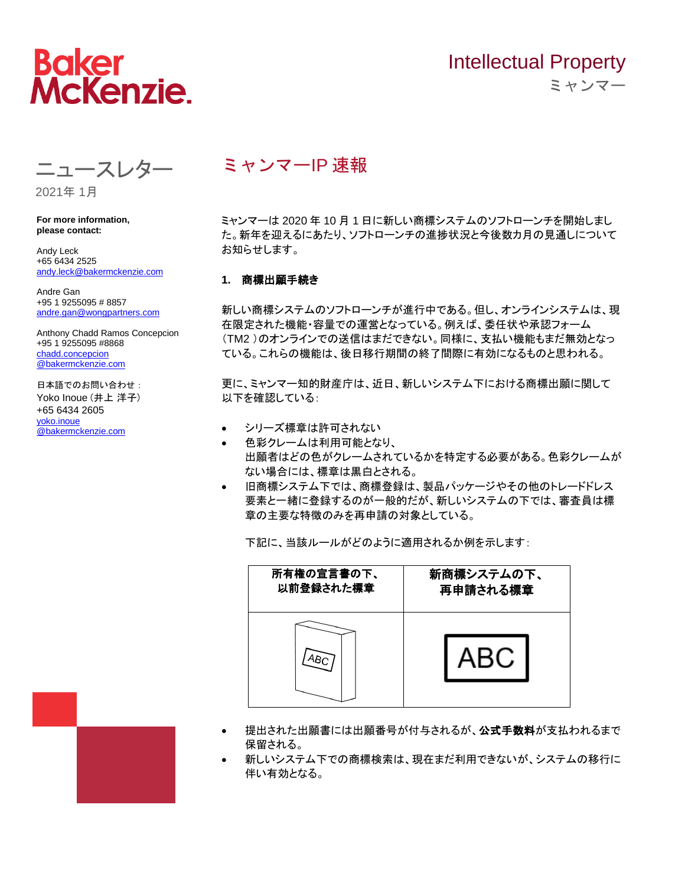Baker McKenzie.

Intellectual Property
ミャンマー

# ニュースレター

2021年 1月

**For more information, please contact:**

Andy Leck
+65 6434 2525
andy.leck@bakermckenzie.com

Andre Gan
+95 1 9255095 # 8857
andre.gan@wongpartners.com

Anthony Chadd Ramos Concepcion
+95 1 9255095 #8868
chadd.concepcion@bakermckenzie.com

日本語でのお問い合わせ：
Yoko Inoue（井上 洋子）
+65 6434 2605
yoko.inoue@bakermckenzie.com

## ミャンマーIP 速報

ミャンマーは 2020 年 10 月 1 日に新しい商標システムのソフトローンチを開始しました。新年を迎えるにあたり、ソフトローンチの進捗状況と今後数カ月の見通しについてお知らせします。

### 1. 商標出願手続き

新しい商標システムのソフトローンチが進行中である。但し、オンラインシステムは、現在限定された機能・容量での運営となっている。例えば、委任状や承認フォーム（TM2 ）のオンラインでの送信はまだできない。同様に、支払い機能もまだ無効となっている。これらの機能は、後日移行期間の終了間際に有効になるものと思われる。

更に、ミャンマー知的財産庁は、近日、新しいシステム下における商標出願に関して以下を確認している：

- シリーズ標章は許可されない
- 色彩クレームは利用可能となり、
  出願者はどの色がクレームされているかを特定する必要がある。色彩クレームがない場合には、標章は黒白とされる。
- 旧商標システム下では、商標登録は、製品パッケージやその他のトレードドレス要素と一緒に登録するのが一般的だが、新しいシステムの下では、審査員は標章の主要な特徴のみを再申請の対象としている。

  下記に、当該ルールがどのように適用されるか例を示します：

| 所有権の宣言書の下、以前登録された標章 | 新商標システムの下、再申請される標章 |
| --- | --- |
| ABC | ABC |

- 提出された出願書には出願番号が付与されるが、**公式手数料**が支払われるまで保留される。
- 新しいシステム下での商標検索は、現在まだ利用できないが、システムの移行に伴い有効となる。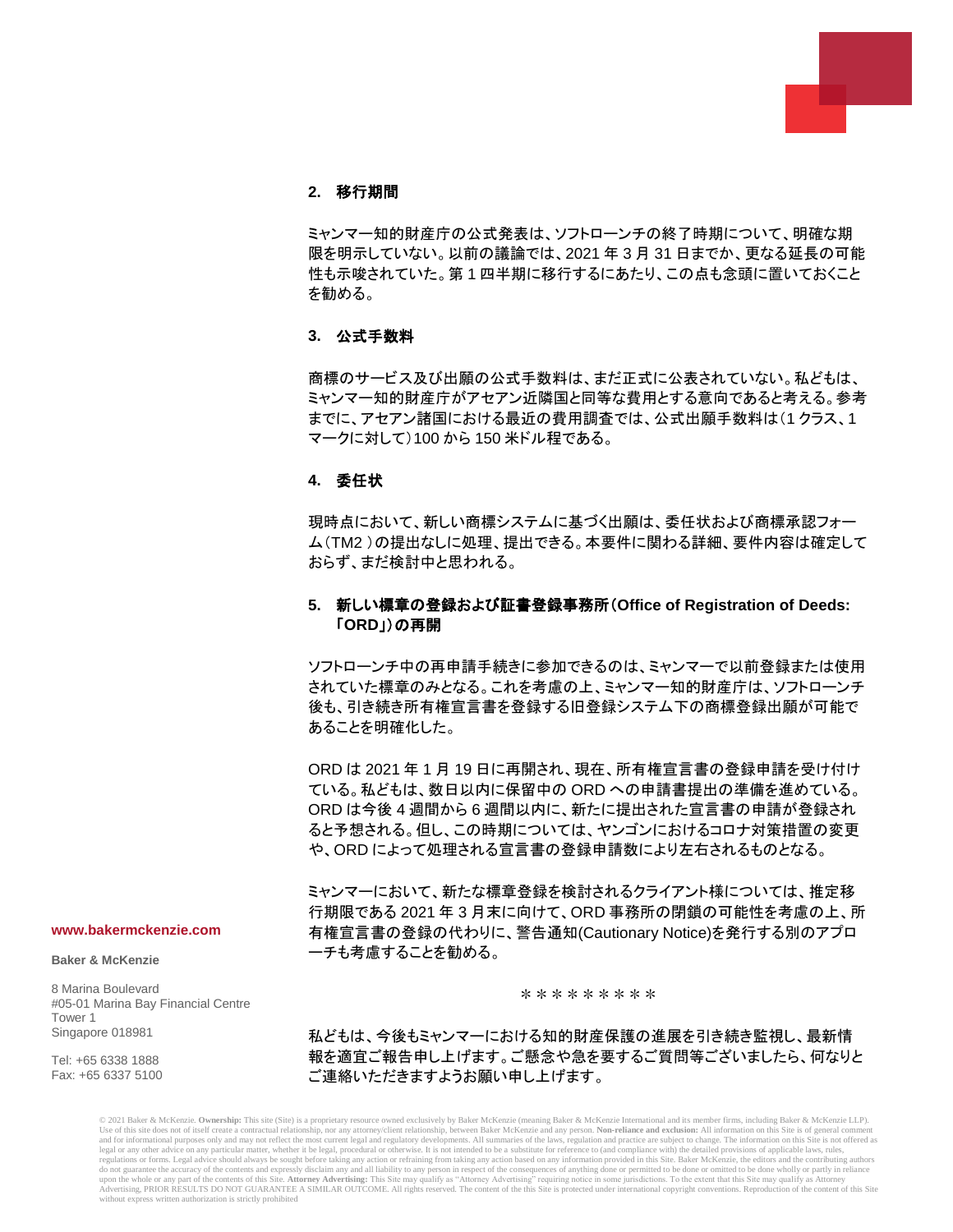## 2. 移行期間

ミャンマー知的財産庁の公式発表は、ソフトローンチの終了時期について、明確な期限を明示していない。以前の議論では、2021 年 3 月 31 日までか、更なる延長の可能性も示唆されていた。第 1 四半期に移行するにあたり、この点も念頭に置いておくことを勧める。

## 3. 公式手数料

商標のサービス及び出願の公式手数料は、まだ正式に公表されていない。私どもは、ミャンマー知的財産庁がアセアン近隣国と同等な費用とする意向であると考える。参考までに、アセアン諸国における最近の費用調査では、公式出願手数料は（1 クラス、1 マークに対して）100 から 150 米ドル程である。

## 4. 委任状

現時点において、新しい商標システムに基づく出願は、委任状および商標承認フォーム（TM2 ）の提出なしに処理、提出できる。本要件に関わる詳細、要件内容は確定しておらず、まだ検討中と思われる。

## 5. 新しい標章の登録および証書登録事務所（Office of Registration of Deeds: 「ORD」）の再開

ソフトローンチ中の再申請手続きに参加できるのは、ミャンマーで以前登録または使用されていた標章のみとなる。これを考慮の上、ミャンマー知的財産庁は、ソフトローンチ後も、引き続き所有権宣言書を登録する旧登録システム下の商標登録出願が可能であることを明確化した。

ORD は 2021 年 1 月 19 日に再開され、現在、所有権宣言書の登録申請を受け付けている。私どもは、数日以内に保留中の ORD への申請書提出の準備を進めている。ORD は今後 4 週間から 6 週間以内に、新たに提出された宣言書の申請が登録されると予想される。但し、この時期については、ヤンゴンにおけるコロナ対策措置の変更や、ORD によって処理される宣言書の登録申請数により左右されるものとなる。

ミャンマーにおいて、新たな標章登録を検討されるクライアント様については、推定移行期限である 2021 年 3 月末に向けて、ORD 事務所の閉鎖の可能性を考慮の上、所有権宣言書の登録の代わりに、警告通知(Cautionary Notice)を発行する別のアプローチも考慮することを勧める。

＊＊＊＊＊＊＊＊＊

私どもは、今後もミャンマーにおける知的財産保護の進展を引き続き監視し、最新情報を適宜ご報告申し上げます。ご懸念や急を要するご質問等ございましたら、何なりとご連絡いただきますようお願い申し上げます。

www.bakermckenzie.com

**Baker & McKenzie**

8 Marina Boulevard
#05-01 Marina Bay Financial Centre
Tower 1
Singapore 018981

Tel: +65 6338 1888
Fax: +65 6337 5100

© 2021 Baker & McKenzie. **Ownership:** This site (Site) is a proprietary resource owned exclusively by Baker McKenzie (meaning Baker & McKenzie International and its member firms, including Baker & McKenzie LLP). Use of this site does not of itself create a contractual relationship, nor any attorney/client relationship, between Baker McKenzie and any person. **Non-reliance and exclusion:** All information on this Site is of general comment and for informational purposes only and may not reflect the most current legal and regulatory developments. All summaries of the laws, regulation and practice are subject to change. The information on this Site is not offered as legal or any other advice on any particular matter, whether it be legal, procedural or otherwise. It is not intended to be a substitute for reference to (and compliance with) the detailed provisions of applicable laws, rules, regulations or forms. Legal advice should always be sought before taking any action or refraining from taking any action based on any information provided in this Site. Baker McKenzie, the editors and the contributing authors do not guarantee the accuracy of the contents and expressly disclaim any and all liability to any person in respect of the consequences of anything done or permitted to be done or omitted to be done wholly or partly in reliance upon the whole or any part of the contents of this Site. **Attorney Advertising:** This Site may qualify as "Attorney Advertising" requiring notice in some jurisdictions. To the extent that this Site may qualify as Attorney Advertising, PRIOR RESULTS DO NOT GUARANTEE A SIMILAR OUTCOME. All rights reserved. The content of the this Site is protected under international copyright conventions. Reproduction of the content of this Site without express written authorization is strictly prohibited